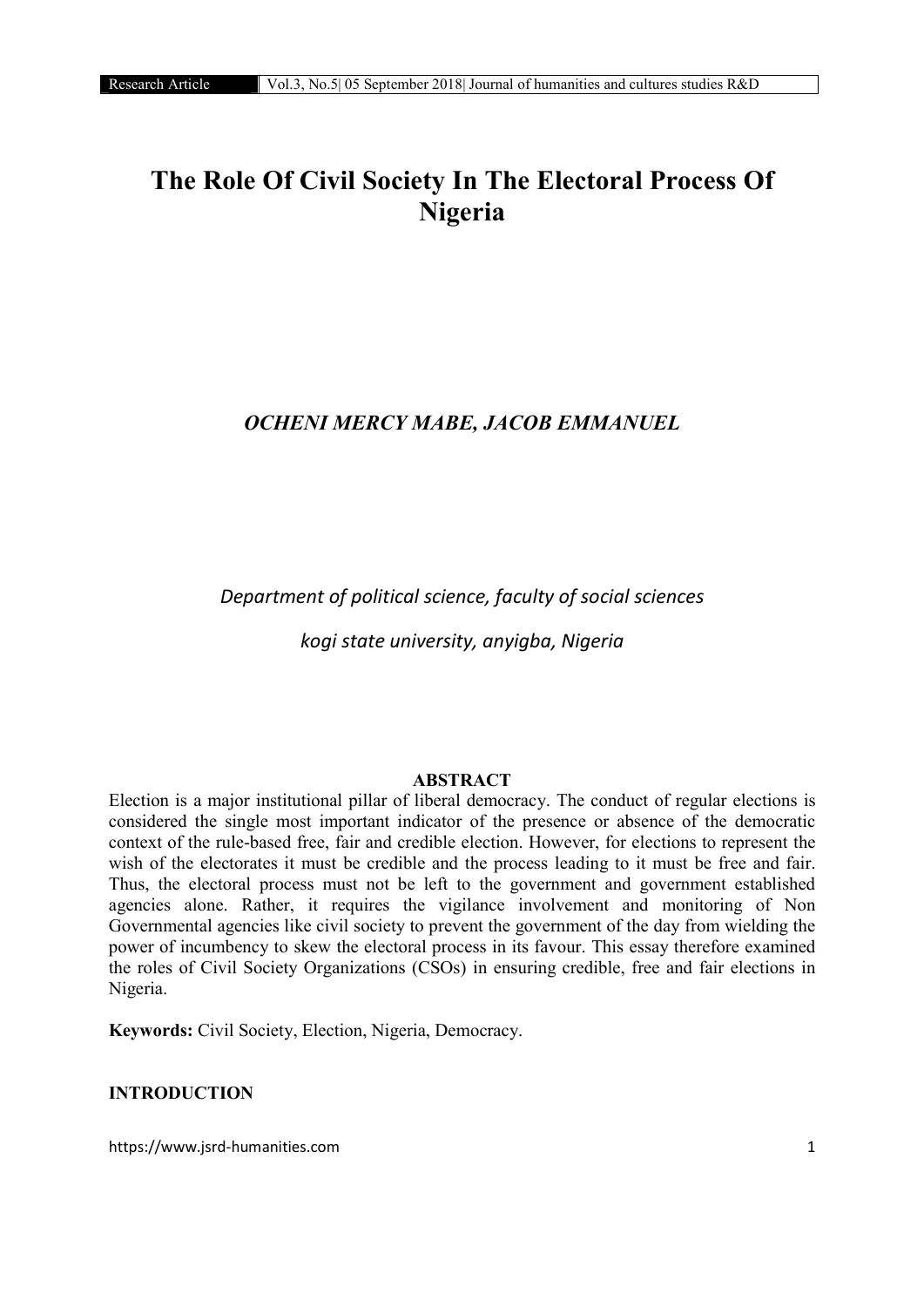# The Role Of Civil Society In The Electoral Process Of Nigeria

***OCHENI MERCY MABE, JACOB EMMANUEL***

*Department of political science, faculty of social sciences*

*kogi state university, anyigba, Nigeria*

## ABSTRACT

Election is a major institutional pillar of liberal democracy. The conduct of regular elections is considered the single most important indicator of the presence or absence of the democratic context of the rule-based free, fair and credible election. However, for elections to represent the wish of the electorates it must be credible and the process leading to it must be free and fair. Thus, the electoral process must not be left to the government and government established agencies alone. Rather, it requires the vigilance involvement and monitoring of Non Governmental agencies like civil society to prevent the government of the day from wielding the power of incumbency to skew the electoral process in its favour. This essay therefore examined the roles of Civil Society Organizations (CSOs) in ensuring credible, free and fair elections in Nigeria.

**Keywords:** Civil Society, Election, Nigeria, Democracy.

## INTRODUCTION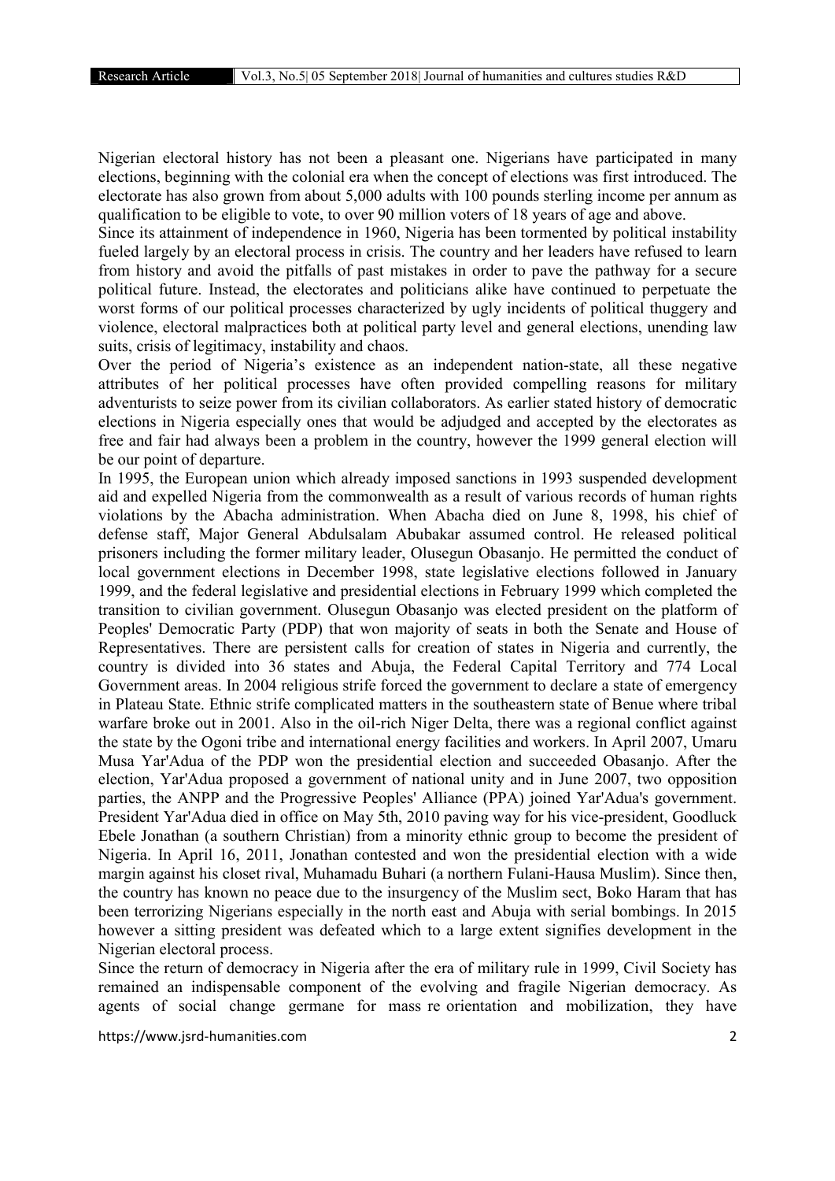Nigerian electoral history has not been a pleasant one. Nigerians have participated in many elections, beginning with the colonial era when the concept of elections was first introduced. The electorate has also grown from about 5,000 adults with 100 pounds sterling income per annum as qualification to be eligible to vote, to over 90 million voters of 18 years of age and above.

Since its attainment of independence in 1960, Nigeria has been tormented by political instability fueled largely by an electoral process in crisis. The country and her leaders have refused to learn from history and avoid the pitfalls of past mistakes in order to pave the pathway for a secure political future. Instead, the electorates and politicians alike have continued to perpetuate the worst forms of our political processes characterized by ugly incidents of political thuggery and violence, electoral malpractices both at political party level and general elections, unending law suits, crisis of legitimacy, instability and chaos.

Over the period of Nigeria's existence as an independent nation-state, all these negative attributes of her political processes have often provided compelling reasons for military adventurists to seize power from its civilian collaborators. As earlier stated history of democratic elections in Nigeria especially ones that would be adjudged and accepted by the electorates as free and fair had always been a problem in the country, however the 1999 general election will be our point of departure.

In 1995, the European union which already imposed sanctions in 1993 suspended development aid and expelled Nigeria from the commonwealth as a result of various records of human rights violations by the Abacha administration. When Abacha died on June 8, 1998, his chief of defense staff, Major General Abdulsalam Abubakar assumed control. He released political prisoners including the former military leader, Olusegun Obasanjo. He permitted the conduct of local government elections in December 1998, state legislative elections followed in January 1999, and the federal legislative and presidential elections in February 1999 which completed the transition to civilian government. Olusegun Obasanjo was elected president on the platform of Peoples' Democratic Party (PDP) that won majority of seats in both the Senate and House of Representatives. There are persistent calls for creation of states in Nigeria and currently, the country is divided into 36 states and Abuja, the Federal Capital Territory and 774 Local Government areas. In 2004 religious strife forced the government to declare a state of emergency in Plateau State. Ethnic strife complicated matters in the southeastern state of Benue where tribal warfare broke out in 2001. Also in the oil-rich Niger Delta, there was a regional conflict against the state by the Ogoni tribe and international energy facilities and workers. In April 2007, Umaru Musa Yar'Adua of the PDP won the presidential election and succeeded Obasanjo. After the election, Yar'Adua proposed a government of national unity and in June 2007, two opposition parties, the ANPP and the Progressive Peoples' Alliance (PPA) joined Yar'Adua's government. President Yar'Adua died in office on May 5th, 2010 paving way for his vice-president, Goodluck Ebele Jonathan (a southern Christian) from a minority ethnic group to become the president of Nigeria. In April 16, 2011, Jonathan contested and won the presidential election with a wide margin against his closet rival, Muhamadu Buhari (a northern Fulani-Hausa Muslim). Since then, the country has known no peace due to the insurgency of the Muslim sect, Boko Haram that has been terrorizing Nigerians especially in the north east and Abuja with serial bombings. In 2015 however a sitting president was defeated which to a large extent signifies development in the Nigerian electoral process.

Since the return of democracy in Nigeria after the era of military rule in 1999, Civil Society has remained an indispensable component of the evolving and fragile Nigerian democracy. As agents of social change germane for mass re orientation and mobilization, they have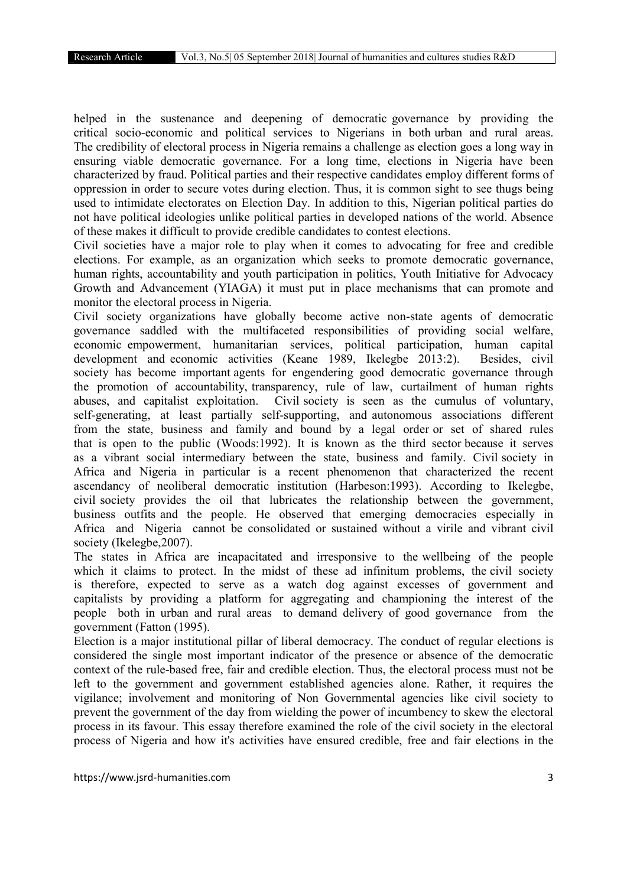helped in the sustenance and deepening of democratic governance by providing the critical socio-economic and political services to Nigerians in both urban and rural areas. The credibility of electoral process in Nigeria remains a challenge as election goes a long way in ensuring viable democratic governance. For a long time, elections in Nigeria have been characterized by fraud. Political parties and their respective candidates employ different forms of oppression in order to secure votes during election. Thus, it is common sight to see thugs being used to intimidate electorates on Election Day. In addition to this, Nigerian political parties do not have political ideologies unlike political parties in developed nations of the world. Absence of these makes it difficult to provide credible candidates to contest elections.

Civil societies have a major role to play when it comes to advocating for free and credible elections. For example, as an organization which seeks to promote democratic governance, human rights, accountability and youth participation in politics, Youth Initiative for Advocacy Growth and Advancement (YIAGA) it must put in place mechanisms that can promote and monitor the electoral process in Nigeria.

Civil society organizations have globally become active non-state agents of democratic governance saddled with the multifaceted responsibilities of providing social welfare, economic empowerment, humanitarian services, political participation, human capital development and economic activities (Keane 1989, Ikelegbe 2013:2). Besides, civil society has become important agents for engendering good democratic governance through the promotion of accountability, transparency, rule of law, curtailment of human rights abuses, and capitalist exploitation. Civil society is seen as the cumulus of voluntary, self-generating, at least partially self-supporting, and autonomous associations different from the state, business and family and bound by a legal order or set of shared rules that is open to the public (Woods:1992). It is known as the third sector because it serves as a vibrant social intermediary between the state, business and family. Civil society in Africa and Nigeria in particular is a recent phenomenon that characterized the recent ascendancy of neoliberal democratic institution (Harbeson:1993). According to Ikelegbe, civil society provides the oil that lubricates the relationship between the government, business outfits and the people. He observed that emerging democracies especially in Africa and Nigeria cannot be consolidated or sustained without a virile and vibrant civil society (Ikelegbe,2007).

The states in Africa are incapacitated and irresponsive to the wellbeing of the people which it claims to protect. In the midst of these ad infinitum problems, the civil society is therefore, expected to serve as a watch dog against excesses of government and capitalists by providing a platform for aggregating and championing the interest of the people both in urban and rural areas to demand delivery of good governance from the government (Fatton (1995).

Election is a major institutional pillar of liberal democracy. The conduct of regular elections is considered the single most important indicator of the presence or absence of the democratic context of the rule-based free, fair and credible election. Thus, the electoral process must not be left to the government and government established agencies alone. Rather, it requires the vigilance; involvement and monitoring of Non Governmental agencies like civil society to prevent the government of the day from wielding the power of incumbency to skew the electoral process in its favour. This essay therefore examined the role of the civil society in the electoral process of Nigeria and how it's activities have ensured credible, free and fair elections in the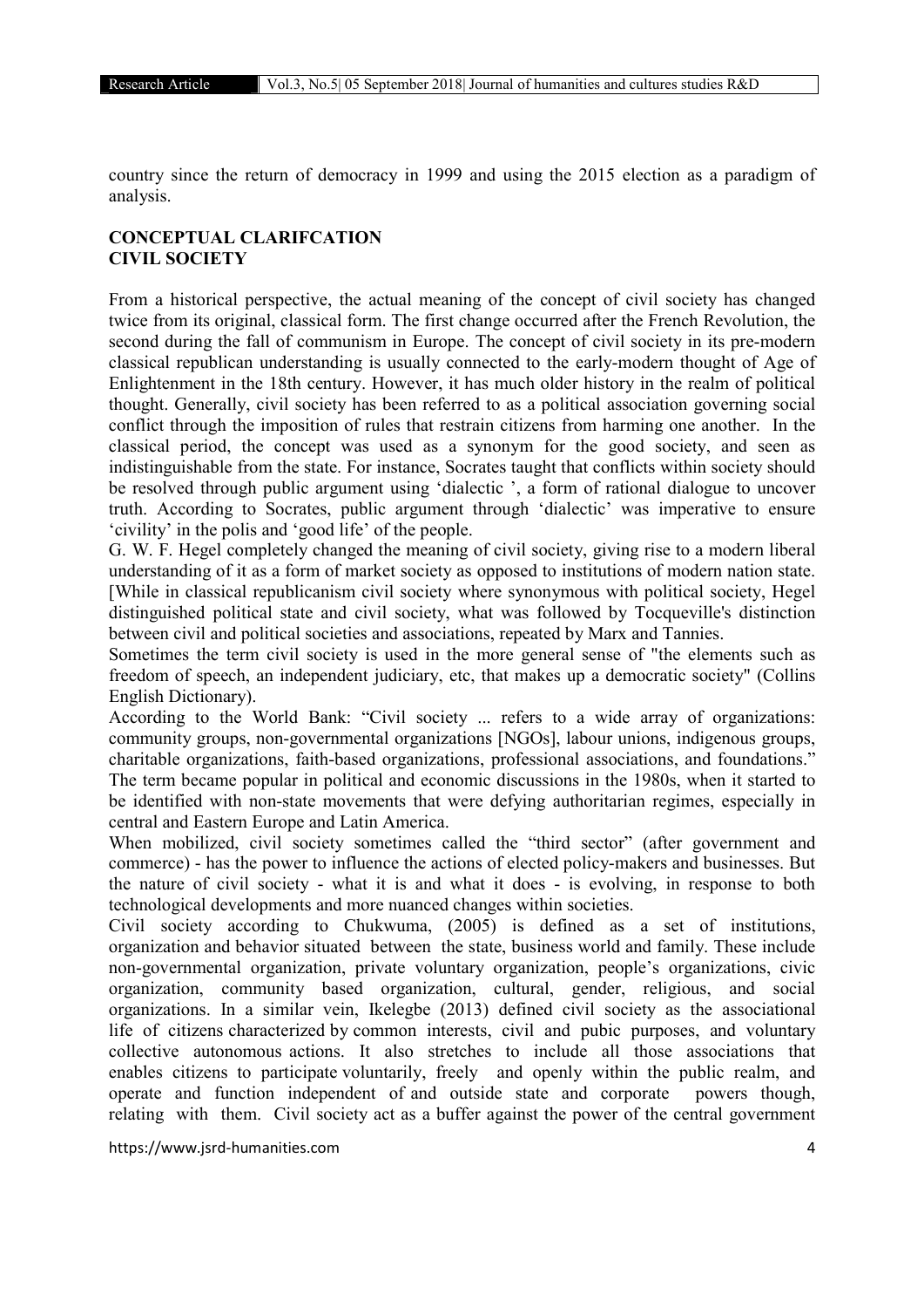country since the return of democracy in 1999 and using the 2015 election as a paradigm of analysis.

## CONCEPTUAL CLARIFCATION
### CIVIL SOCIETY

From a historical perspective, the actual meaning of the concept of civil society has changed twice from its original, classical form. The first change occurred after the French Revolution, the second during the fall of communism in Europe. The concept of civil society in its pre-modern classical republican understanding is usually connected to the early-modern thought of Age of Enlightenment in the 18th century. However, it has much older history in the realm of political thought. Generally, civil society has been referred to as a political association governing social conflict through the imposition of rules that restrain citizens from harming one another. In the classical period, the concept was used as a synonym for the good society, and seen as indistinguishable from the state. For instance, Socrates taught that conflicts within society should be resolved through public argument using 'dialectic ', a form of rational dialogue to uncover truth. According to Socrates, public argument through 'dialectic' was imperative to ensure 'civility' in the polis and 'good life' of the people.

G. W. F. Hegel completely changed the meaning of civil society, giving rise to a modern liberal understanding of it as a form of market society as opposed to institutions of modern nation state. [While in classical republicanism civil society where synonymous with political society, Hegel distinguished political state and civil society, what was followed by Tocqueville's distinction between civil and political societies and associations, repeated by Marx and Tannies.

Sometimes the term civil society is used in the more general sense of "the elements such as freedom of speech, an independent judiciary, etc, that makes up a democratic society" (Collins English Dictionary).

According to the World Bank: "Civil society ... refers to a wide array of organizations: community groups, non-governmental organizations [NGOs], labour unions, indigenous groups, charitable organizations, faith-based organizations, professional associations, and foundations." The term became popular in political and economic discussions in the 1980s, when it started to be identified with non-state movements that were defying authoritarian regimes, especially in central and Eastern Europe and Latin America.

When mobilized, civil society sometimes called the "third sector" (after government and commerce) - has the power to influence the actions of elected policy-makers and businesses. But the nature of civil society - what it is and what it does - is evolving, in response to both technological developments and more nuanced changes within societies.

Civil society according to Chukwuma, (2005) is defined as a set of institutions, organization and behavior situated between the state, business world and family. These include non-governmental organization, private voluntary organization, people's organizations, civic organization, community based organization, cultural, gender, religious, and social organizations. In a similar vein, Ikelegbe (2013) defined civil society as the associational life of citizens characterized by common interests, civil and pubic purposes, and voluntary collective autonomous actions. It also stretches to include all those associations that enables citizens to participate voluntarily, freely and openly within the public realm, and operate and function independent of and outside state and corporate powers though, relating with them. Civil society act as a buffer against the power of the central government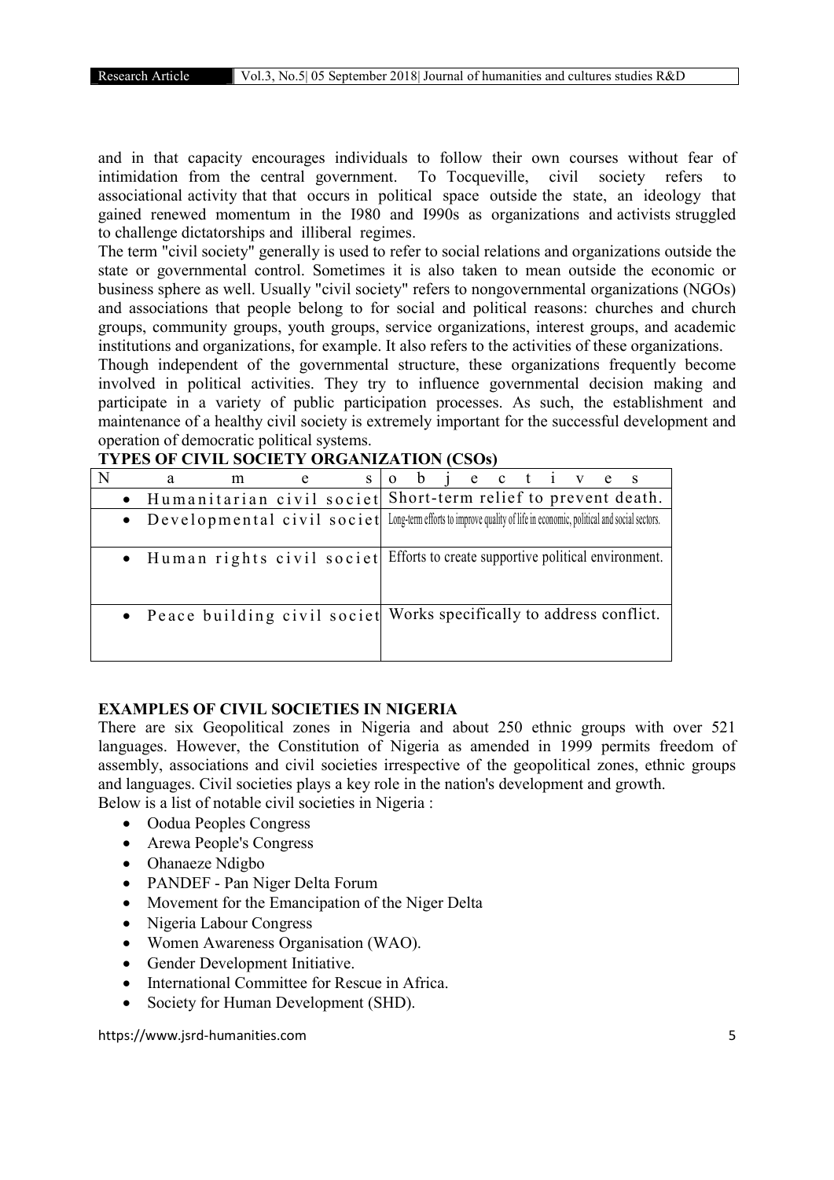and in that capacity encourages individuals to follow their own courses without fear of intimidation from the central government. To Tocqueville, civil society refers to associational activity that that occurs in political space outside the state, an ideology that gained renewed momentum in the I980 and I990s as organizations and activists struggled to challenge dictatorships and illiberal regimes.

The term "civil society" generally is used to refer to social relations and organizations outside the state or governmental control. Sometimes it is also taken to mean outside the economic or business sphere as well. Usually "civil society" refers to nongovernmental organizations (NGOs) and associations that people belong to for social and political reasons: churches and church groups, community groups, youth groups, service organizations, interest groups, and academic institutions and organizations, for example. It also refers to the activities of these organizations.

Though independent of the governmental structure, these organizations frequently become involved in political activities. They try to influence governmental decision making and participate in a variety of public participation processes. As such, the establishment and maintenance of a healthy civil society is extremely important for the successful development and operation of democratic political systems.

**TYPES OF CIVIL SOCIETY ORGANIZATION (CSOs)**

| Names | objectives |
|---|---|
| • Humanitarian civil societ | Short-term relief to prevent death. |
| • Developmental civil societ | Long-term efforts to improve quality of life in economic, political and social sectors. |
| • Human rights civil societ | Efforts to create supportive political environment. |
| • Peace building civil societ | Works specifically to address conflict. |

**EXAMPLES OF CIVIL SOCIETIES IN NIGERIA**

There are six Geopolitical zones in Nigeria and about 250 ethnic groups with over 521 languages. However, the Constitution of Nigeria as amended in 1999 permits freedom of assembly, associations and civil societies irrespective of the geopolitical zones, ethnic groups and languages. Civil societies plays a key role in the nation's development and growth.

Below is a list of notable civil societies in Nigeria :

- Oodua Peoples Congress
- Arewa People's Congress
- Ohanaeze Ndigbo
- PANDEF - Pan Niger Delta Forum
- Movement for the Emancipation of the Niger Delta
- Nigeria Labour Congress
- Women Awareness Organisation (WAO).
- Gender Development Initiative.
- International Committee for Rescue in Africa.
- Society for Human Development (SHD).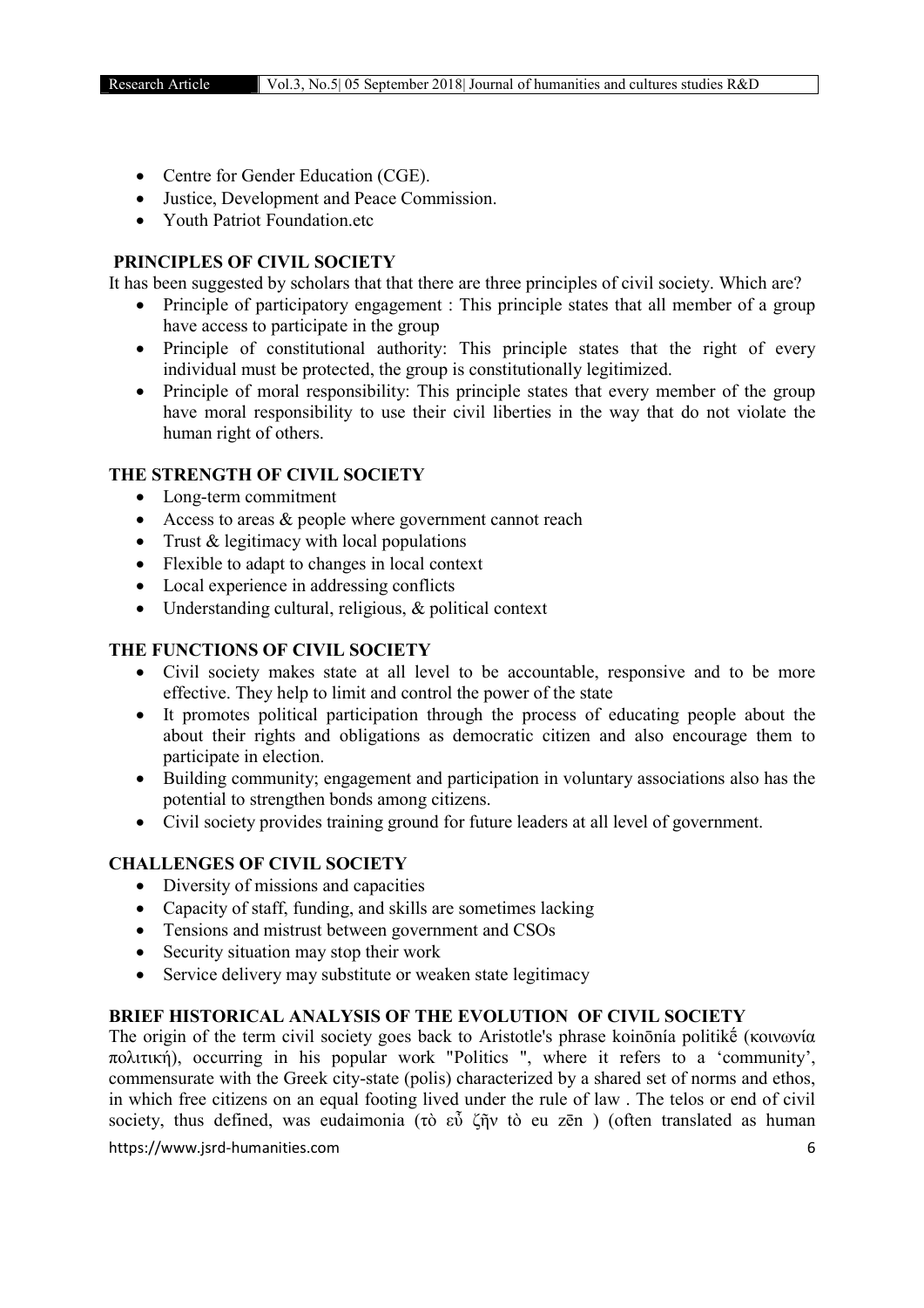- Centre for Gender Education (CGE).
- Justice, Development and Peace Commission.
- Youth Patriot Foundation.etc

## PRINCIPLES OF CIVIL SOCIETY

It has been suggested by scholars that that there are three principles of civil society. Which are?

- Principle of participatory engagement : This principle states that all member of a group have access to participate in the group
- Principle of constitutional authority: This principle states that the right of every individual must be protected, the group is constitutionally legitimized.
- Principle of moral responsibility: This principle states that every member of the group have moral responsibility to use their civil liberties in the way that do not violate the human right of others.

## THE STRENGTH OF CIVIL SOCIETY

- Long-term commitment
- Access to areas & people where government cannot reach
- Trust & legitimacy with local populations
- Flexible to adapt to changes in local context
- Local experience in addressing conflicts
- Understanding cultural, religious, & political context

## THE FUNCTIONS OF CIVIL SOCIETY

- Civil society makes state at all level to be accountable, responsive and to be more effective. They help to limit and control the power of the state
- It promotes political participation through the process of educating people about the about their rights and obligations as democratic citizen and also encourage them to participate in election.
- Building community; engagement and participation in voluntary associations also has the potential to strengthen bonds among citizens.
- Civil society provides training ground for future leaders at all level of government.

## CHALLENGES OF CIVIL SOCIETY

- Diversity of missions and capacities
- Capacity of staff, funding, and skills are sometimes lacking
- Tensions and mistrust between government and CSOs
- Security situation may stop their work
- Service delivery may substitute or weaken state legitimacy

## BRIEF HISTORICAL ANALYSIS OF THE EVOLUTION OF CIVIL SOCIETY

The origin of the term civil society goes back to Aristotle's phrase koinōnía politikḗ (κοινωνία πολιτική), occurring in his popular work "Politics ", where it refers to a 'community', commensurate with the Greek city-state (polis) characterized by a shared set of norms and ethos, in which free citizens on an equal footing lived under the rule of law . The telos or end of civil society, thus defined, was eudaimonia (τὸ εὖ ζῆν tò eu zēn ) (often translated as human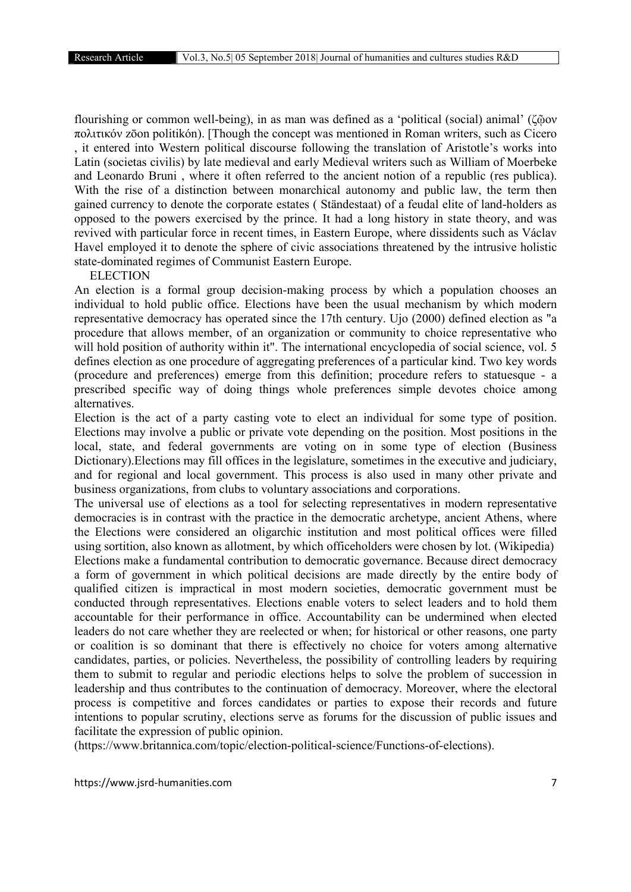flourishing or common well-being), in as man was defined as a 'political (social) animal' (ζῷον πολιτικόν zōon politikón). [Though the concept was mentioned in Roman writers, such as Cicero , it entered into Western political discourse following the translation of Aristotle's works into Latin (societas civilis) by late medieval and early Medieval writers such as William of Moerbeke and Leonardo Bruni , where it often referred to the ancient notion of a republic (res publica). With the rise of a distinction between monarchical autonomy and public law, the term then gained currency to denote the corporate estates ( Ständestaat) of a feudal elite of land-holders as opposed to the powers exercised by the prince. It had a long history in state theory, and was revived with particular force in recent times, in Eastern Europe, where dissidents such as Václav Havel employed it to denote the sphere of civic associations threatened by the intrusive holistic state-dominated regimes of Communist Eastern Europe.

## ELECTION

An election is a formal group decision-making process by which a population chooses an individual to hold public office. Elections have been the usual mechanism by which modern representative democracy has operated since the 17th century. Ujo (2000) defined election as "a procedure that allows member, of an organization or community to choice representative who will hold position of authority within it". The international encyclopedia of social science, vol. 5 defines election as one procedure of aggregating preferences of a particular kind. Two key words (procedure and preferences) emerge from this definition; procedure refers to statuesque - a prescribed specific way of doing things whole preferences simple devotes choice among alternatives.

Election is the act of a party casting vote to elect an individual for some type of position. Elections may involve a public or private vote depending on the position. Most positions in the local, state, and federal governments are voting on in some type of election (Business Dictionary).Elections may fill offices in the legislature, sometimes in the executive and judiciary, and for regional and local government. This process is also used in many other private and business organizations, from clubs to voluntary associations and corporations.

The universal use of elections as a tool for selecting representatives in modern representative democracies is in contrast with the practice in the democratic archetype, ancient Athens, where the Elections were considered an oligarchic institution and most political offices were filled using sortition, also known as allotment, by which officeholders were chosen by lot. (Wikipedia)

Elections make a fundamental contribution to democratic governance. Because direct democracy a form of government in which political decisions are made directly by the entire body of qualified citizen is impractical in most modern societies, democratic government must be conducted through representatives. Elections enable voters to select leaders and to hold them accountable for their performance in office. Accountability can be undermined when elected leaders do not care whether they are reelected or when; for historical or other reasons, one party or coalition is so dominant that there is effectively no choice for voters among alternative candidates, parties, or policies. Nevertheless, the possibility of controlling leaders by requiring them to submit to regular and periodic elections helps to solve the problem of succession in leadership and thus contributes to the continuation of democracy. Moreover, where the electoral process is competitive and forces candidates or parties to expose their records and future intentions to popular scrutiny, elections serve as forums for the discussion of public issues and facilitate the expression of public opinion.

(https://www.britannica.com/topic/election-political-science/Functions-of-elections).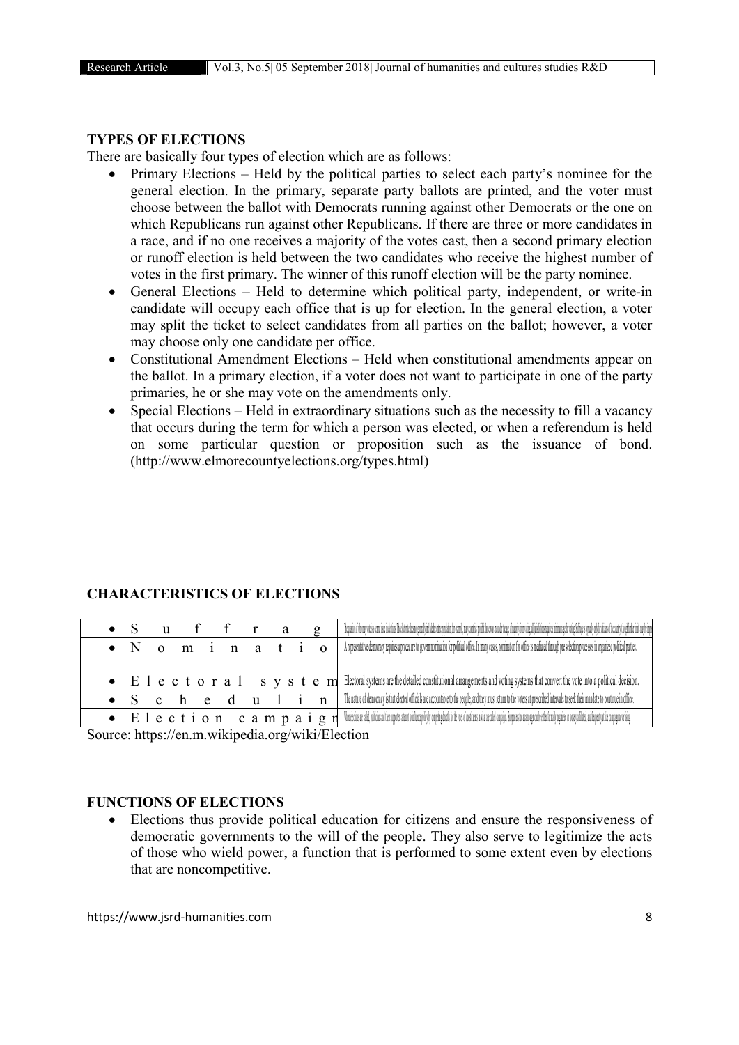## TYPES OF ELECTIONS

There are basically four types of election which are as follows:

- Primary Elections – Held by the political parties to select each party's nominee for the general election. In the primary, separate party ballots are printed, and the voter must choose between the ballot with Democrats running against other Democrats or the one on which Republicans run against other Republicans. If there are three or more candidates in a race, and if no one receives a majority of the votes cast, then a second primary election or runoff election is held between the two candidates who receive the highest number of votes in the first primary. The winner of this runoff election will be the party nominee.
- General Elections – Held to determine which political party, independent, or write-in candidate will occupy each office that is up for election. In the general election, a voter may split the ticket to select candidates from all parties on the ballot; however, a voter may choose only one candidate per office.
- Constitutional Amendment Elections – Held when constitutional amendments appear on the ballot. In a primary election, if a voter does not want to participate in one of the party primaries, he or she may vote on the amendments only.
- Special Elections – Held in extraordinary situations such as the necessity to fill a vacancy that occurs during the term for which a person was elected, or when a referendum is held on some particular question or proposition such as the issuance of bond. (http://www.elmorecountyelections.org/types.html)

## CHARACTERISTICS OF ELECTIONS

| | |
|---|---|
| • Suffrag | The question of who may vote is a central issue in elections. The electorate does not generally include the entire population; for example, many countries prohibit those who are under the age of majority from voting; all jurisdictions require a minimum age for voting. Suffrage is typically only for citizens of the country, though further limits may be imp |
| • Nominatio | A representative democracy requires a procedure to govern nomination for political office. In many cases, nomination for office is mediated through preselection processes in organized political parties. |
| • Electoral system | Electoral systems are the detailed constitutional arrangements and voting systems that convert the vote into a political decision. |
| • Schedulin | The nature of democracy is that elected officials are accountable to the people, and they must return to the voters at prescribed intervals to seek their mandate to continue in office. |
| • Election campaign | When elections are called, politicians and their supporters attempt to influence policy by competing directly for the votes of constituents in what are called campaigns. Supporters for a campaign can be either formally organized or loosely affiliated, and frequently utilize campaign advertising. |

Source: https://en.m.wikipedia.org/wiki/Election

## FUNCTIONS OF ELECTIONS

- Elections thus provide political education for citizens and ensure the responsiveness of democratic governments to the will of the people. They also serve to legitimize the acts of those who wield power, a function that is performed to some extent even by elections that are noncompetitive.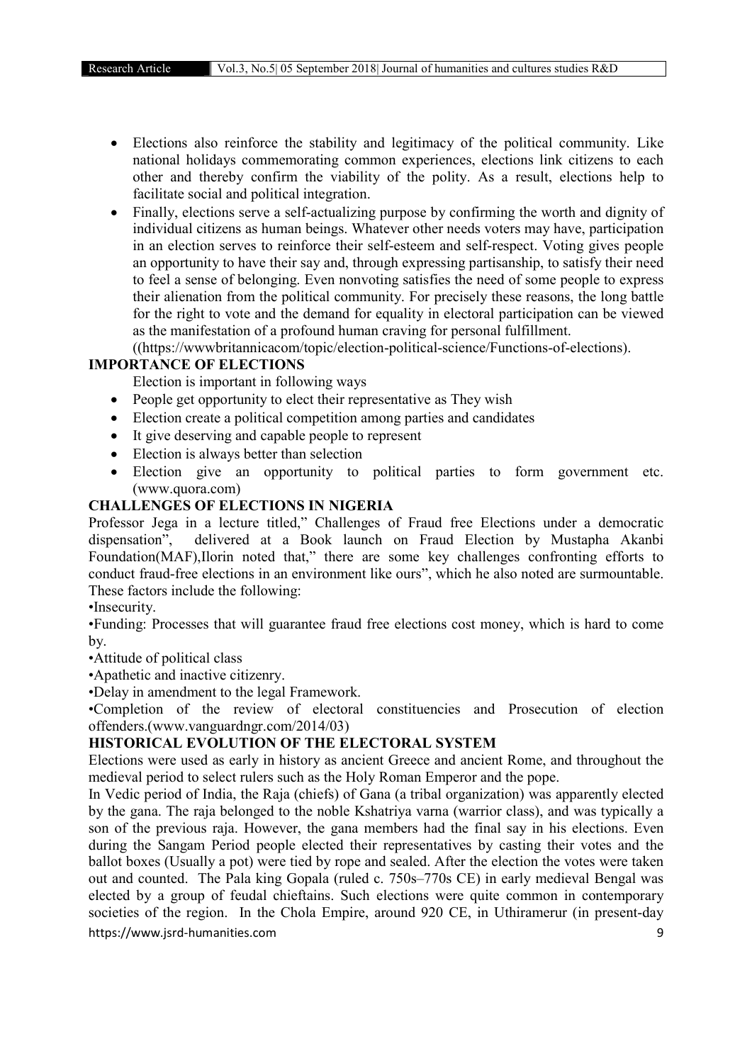- Elections also reinforce the stability and legitimacy of the political community. Like national holidays commemorating common experiences, elections link citizens to each other and thereby confirm the viability of the polity. As a result, elections help to facilitate social and political integration.
- Finally, elections serve a self-actualizing purpose by confirming the worth and dignity of individual citizens as human beings. Whatever other needs voters may have, participation in an election serves to reinforce their self-esteem and self-respect. Voting gives people an opportunity to have their say and, through expressing partisanship, to satisfy their need to feel a sense of belonging. Even nonvoting satisfies the need of some people to express their alienation from the political community. For precisely these reasons, the long battle for the right to vote and the demand for equality in electoral participation can be viewed as the manifestation of a profound human craving for personal fulfillment. ((https://wwwbritannicacom/topic/election-political-science/Functions-of-elections).

**IMPORTANCE OF ELECTIONS**

Election is important in following ways

- People get opportunity to elect their representative as They wish
- Election create a political competition among parties and candidates
- It give deserving and capable people to represent
- Election is always better than selection
- Election give an opportunity to political parties to form government etc. (www.quora.com)

**CHALLENGES OF ELECTIONS IN NIGERIA**

Professor Jega in a lecture titled," Challenges of Fraud free Elections under a democratic dispensation", delivered at a Book launch on Fraud Election by Mustapha Akanbi Foundation(MAF),Ilorin noted that," there are some key challenges confronting efforts to conduct fraud-free elections in an environment like ours", which he also noted are surmountable. These factors include the following:

•Insecurity.

•Funding: Processes that will guarantee fraud free elections cost money, which is hard to come by.

•Attitude of political class

•Apathetic and inactive citizenry.

•Delay in amendment to the legal Framework.

•Completion of the review of electoral constituencies and Prosecution of election offenders.(www.vanguardngr.com/2014/03)

**HISTORICAL EVOLUTION OF THE ELECTORAL SYSTEM**

Elections were used as early in history as ancient Greece and ancient Rome, and throughout the medieval period to select rulers such as the Holy Roman Emperor and the pope.

In Vedic period of India, the Raja (chiefs) of Gana (a tribal organization) was apparently elected by the gana. The raja belonged to the noble Kshatriya varna (warrior class), and was typically a son of the previous raja. However, the gana members had the final say in his elections. Even during the Sangam Period people elected their representatives by casting their votes and the ballot boxes (Usually a pot) were tied by rope and sealed. After the election the votes were taken out and counted. The Pala king Gopala (ruled c. 750s–770s CE) in early medieval Bengal was elected by a group of feudal chieftains. Such elections were quite common in contemporary societies of the region. In the Chola Empire, around 920 CE, in Uthiramerur (in present-day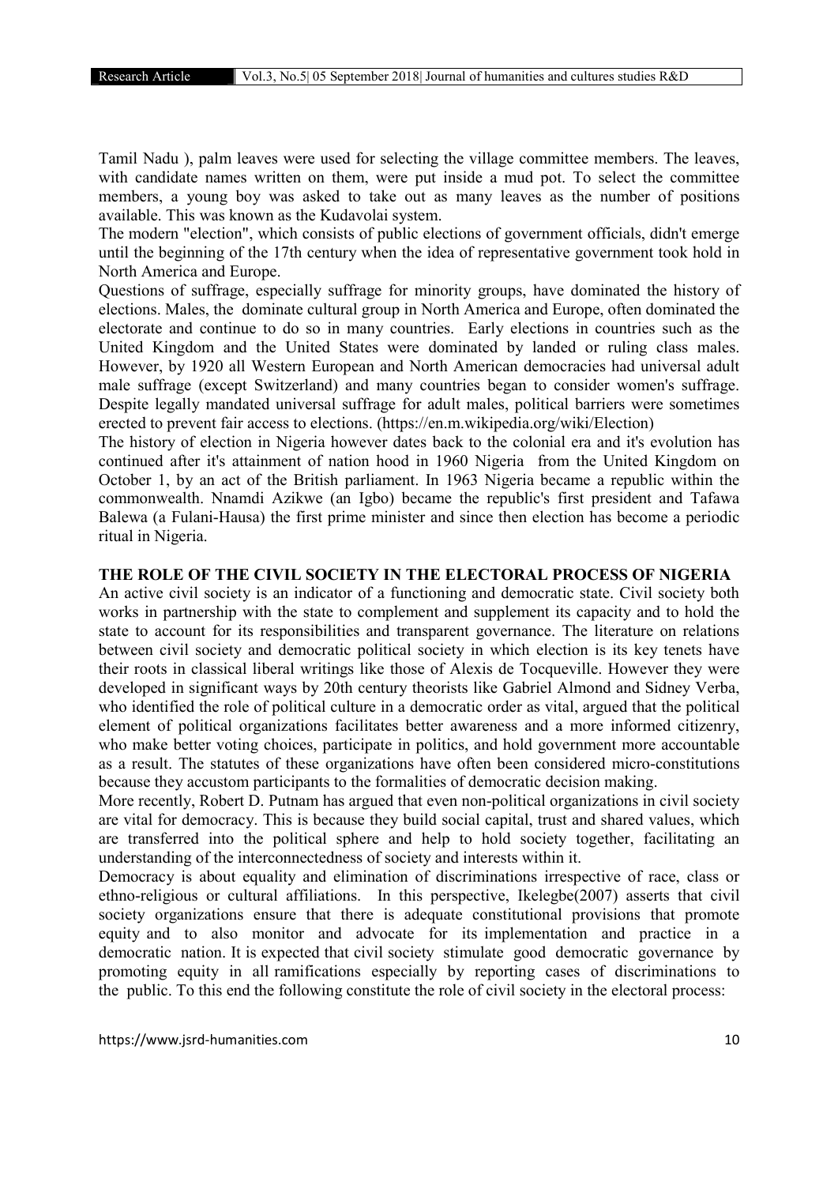Tamil Nadu ), palm leaves were used for selecting the village committee members. The leaves, with candidate names written on them, were put inside a mud pot. To select the committee members, a young boy was asked to take out as many leaves as the number of positions available. This was known as the Kudavolai system.

The modern "election", which consists of public elections of government officials, didn't emerge until the beginning of the 17th century when the idea of representative government took hold in North America and Europe.

Questions of suffrage, especially suffrage for minority groups, have dominated the history of elections. Males, the dominate cultural group in North America and Europe, often dominated the electorate and continue to do so in many countries. Early elections in countries such as the United Kingdom and the United States were dominated by landed or ruling class males. However, by 1920 all Western European and North American democracies had universal adult male suffrage (except Switzerland) and many countries began to consider women's suffrage. Despite legally mandated universal suffrage for adult males, political barriers were sometimes erected to prevent fair access to elections. (https://en.m.wikipedia.org/wiki/Election)

The history of election in Nigeria however dates back to the colonial era and it's evolution has continued after it's attainment of nation hood in 1960 Nigeria from the United Kingdom on October 1, by an act of the British parliament. In 1963 Nigeria became a republic within the commonwealth. Nnamdi Azikwe (an Igbo) became the republic's first president and Tafawa Balewa (a Fulani-Hausa) the first prime minister and since then election has become a periodic ritual in Nigeria.

**THE ROLE OF THE CIVIL SOCIETY IN THE ELECTORAL PROCESS OF NIGERIA**

An active civil society is an indicator of a functioning and democratic state. Civil society both works in partnership with the state to complement and supplement its capacity and to hold the state to account for its responsibilities and transparent governance. The literature on relations between civil society and democratic political society in which election is its key tenets have their roots in classical liberal writings like those of Alexis de Tocqueville. However they were developed in significant ways by 20th century theorists like Gabriel Almond and Sidney Verba, who identified the role of political culture in a democratic order as vital, argued that the political element of political organizations facilitates better awareness and a more informed citizenry, who make better voting choices, participate in politics, and hold government more accountable as a result. The statutes of these organizations have often been considered micro-constitutions because they accustom participants to the formalities of democratic decision making.

More recently, Robert D. Putnam has argued that even non-political organizations in civil society are vital for democracy. This is because they build social capital, trust and shared values, which are transferred into the political sphere and help to hold society together, facilitating an understanding of the interconnectedness of society and interests within it.

Democracy is about equality and elimination of discriminations irrespective of race, class or ethno-religious or cultural affiliations. In this perspective, Ikelegbe(2007) asserts that civil society organizations ensure that there is adequate constitutional provisions that promote equity and to also monitor and advocate for its implementation and practice in a democratic nation. It is expected that civil society stimulate good democratic governance by promoting equity in all ramifications especially by reporting cases of discriminations to the public. To this end the following constitute the role of civil society in the electoral process: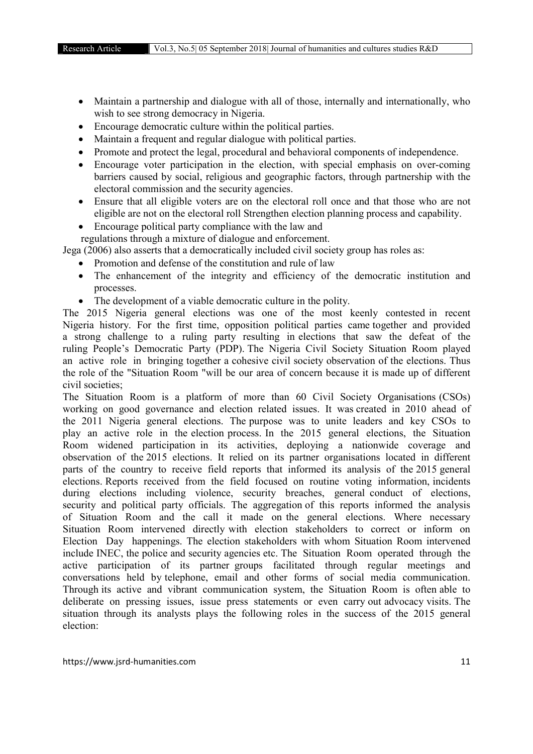- Maintain a partnership and dialogue with all of those, internally and internationally, who wish to see strong democracy in Nigeria.
- Encourage democratic culture within the political parties.
- Maintain a frequent and regular dialogue with political parties.
- Promote and protect the legal, procedural and behavioral components of independence.
- Encourage voter participation in the election, with special emphasis on over-coming barriers caused by social, religious and geographic factors, through partnership with the electoral commission and the security agencies.
- Ensure that all eligible voters are on the electoral roll once and that those who are not eligible are not on the electoral roll Strengthen election planning process and capability.
- Encourage political party compliance with the law and regulations through a mixture of dialogue and enforcement.

Jega (2006) also asserts that a democratically included civil society group has roles as:

- Promotion and defense of the constitution and rule of law
- The enhancement of the integrity and efficiency of the democratic institution and processes.
- The development of a viable democratic culture in the polity.

The 2015 Nigeria general elections was one of the most keenly contested in recent Nigeria history. For the first time, opposition political parties came together and provided a strong challenge to a ruling party resulting in elections that saw the defeat of the ruling People's Democratic Party (PDP). The Nigeria Civil Society Situation Room played an active role in bringing together a cohesive civil society observation of the elections. Thus the role of the "Situation Room "will be our area of concern because it is made up of different civil societies;

The Situation Room is a platform of more than 60 Civil Society Organisations (CSOs) working on good governance and election related issues. It was created in 2010 ahead of the 2011 Nigeria general elections. The purpose was to unite leaders and key CSOs to play an active role in the election process. In the 2015 general elections, the Situation Room widened participation in its activities, deploying a nationwide coverage and observation of the 2015 elections. It relied on its partner organisations located in different parts of the country to receive field reports that informed its analysis of the 2015 general elections. Reports received from the field focused on routine voting information, incidents during elections including violence, security breaches, general conduct of elections, security and political party officials. The aggregation of this reports informed the analysis of Situation Room and the call it made on the general elections. Where necessary Situation Room intervened directly with election stakeholders to correct or inform on Election Day happenings. The election stakeholders with whom Situation Room intervened include INEC, the police and security agencies etc. The Situation Room operated through the active participation of its partner groups facilitated through regular meetings and conversations held by telephone, email and other forms of social media communication. Through its active and vibrant communication system, the Situation Room is often able to deliberate on pressing issues, issue press statements or even carry out advocacy visits. The situation through its analysts plays the following roles in the success of the 2015 general election: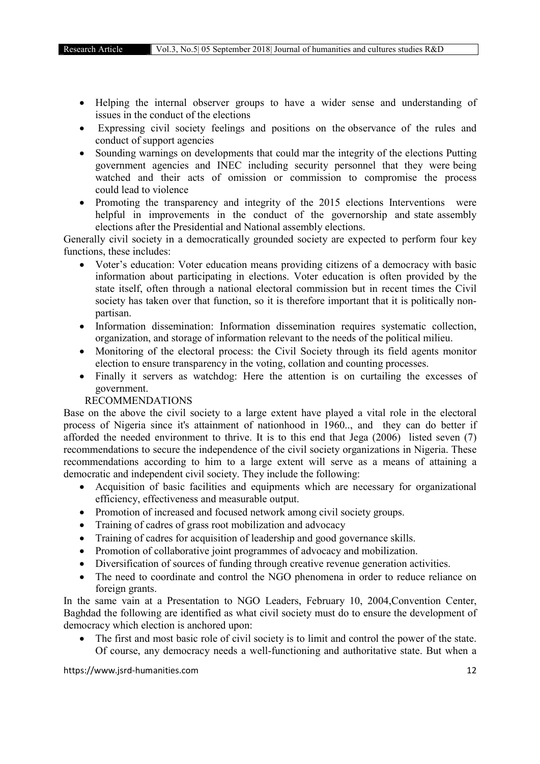- Helping the internal observer groups to have a wider sense and understanding of issues in the conduct of the elections
- Expressing civil society feelings and positions on the observance of the rules and conduct of support agencies
- Sounding warnings on developments that could mar the integrity of the elections Putting government agencies and INEC including security personnel that they were being watched and their acts of omission or commission to compromise the process could lead to violence
- Promoting the transparency and integrity of the 2015 elections Interventions were helpful in improvements in the conduct of the governorship and state assembly elections after the Presidential and National assembly elections.

Generally civil society in a democratically grounded society are expected to perform four key functions, these includes:

- Voter's education: Voter education means providing citizens of a democracy with basic information about participating in elections. Voter education is often provided by the state itself, often through a national electoral commission but in recent times the Civil society has taken over that function, so it is therefore important that it is politically non-partisan.
- Information dissemination: Information dissemination requires systematic collection, organization, and storage of information relevant to the needs of the political milieu.
- Monitoring of the electoral process: the Civil Society through its field agents monitor election to ensure transparency in the voting, collation and counting processes.
- Finally it servers as watchdog: Here the attention is on curtailing the excesses of government.

## RECOMMENDATIONS

Base on the above the civil society to a large extent have played a vital role in the electoral process of Nigeria since it's attainment of nationhood in 1960.., and they can do better if afforded the needed environment to thrive. It is to this end that Jega (2006) listed seven (7) recommendations to secure the independence of the civil society organizations in Nigeria. These recommendations according to him to a large extent will serve as a means of attaining a democratic and independent civil society. They include the following:

- Acquisition of basic facilities and equipments which are necessary for organizational efficiency, effectiveness and measurable output.
- Promotion of increased and focused network among civil society groups.
- Training of cadres of grass root mobilization and advocacy
- Training of cadres for acquisition of leadership and good governance skills.
- Promotion of collaborative joint programmes of advocacy and mobilization.
- Diversification of sources of funding through creative revenue generation activities.
- The need to coordinate and control the NGO phenomena in order to reduce reliance on foreign grants.

In the same vain at a Presentation to NGO Leaders, February 10, 2004,Convention Center, Baghdad the following are identified as what civil society must do to ensure the development of democracy which election is anchored upon:

- The first and most basic role of civil society is to limit and control the power of the state. Of course, any democracy needs a well-functioning and authoritative state. But when a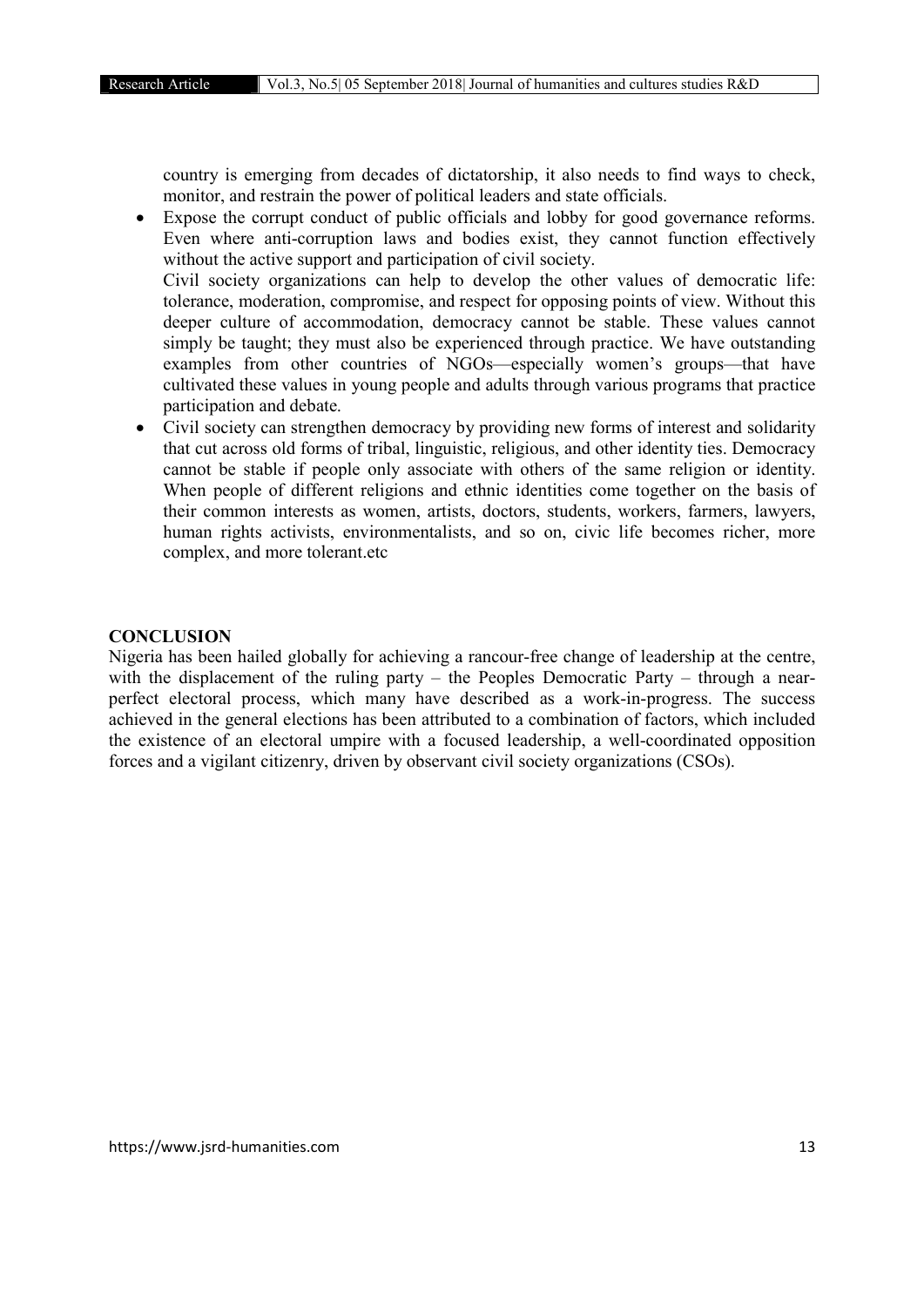country is emerging from decades of dictatorship, it also needs to find ways to check, monitor, and restrain the power of political leaders and state officials.

- Expose the corrupt conduct of public officials and lobby for good governance reforms. Even where anti-corruption laws and bodies exist, they cannot function effectively without the active support and participation of civil society.

  Civil society organizations can help to develop the other values of democratic life: tolerance, moderation, compromise, and respect for opposing points of view. Without this deeper culture of accommodation, democracy cannot be stable. These values cannot simply be taught; they must also be experienced through practice. We have outstanding examples from other countries of NGOs—especially women's groups—that have cultivated these values in young people and adults through various programs that practice participation and debate.
- Civil society can strengthen democracy by providing new forms of interest and solidarity that cut across old forms of tribal, linguistic, religious, and other identity ties. Democracy cannot be stable if people only associate with others of the same religion or identity. When people of different religions and ethnic identities come together on the basis of their common interests as women, artists, doctors, students, workers, farmers, lawyers, human rights activists, environmentalists, and so on, civic life becomes richer, more complex, and more tolerant.etc

## CONCLUSION

Nigeria has been hailed globally for achieving a rancour-free change of leadership at the centre, with the displacement of the ruling party – the Peoples Democratic Party – through a near-perfect electoral process, which many have described as a work-in-progress. The success achieved in the general elections has been attributed to a combination of factors, which included the existence of an electoral umpire with a focused leadership, a well-coordinated opposition forces and a vigilant citizenry, driven by observant civil society organizations (CSOs).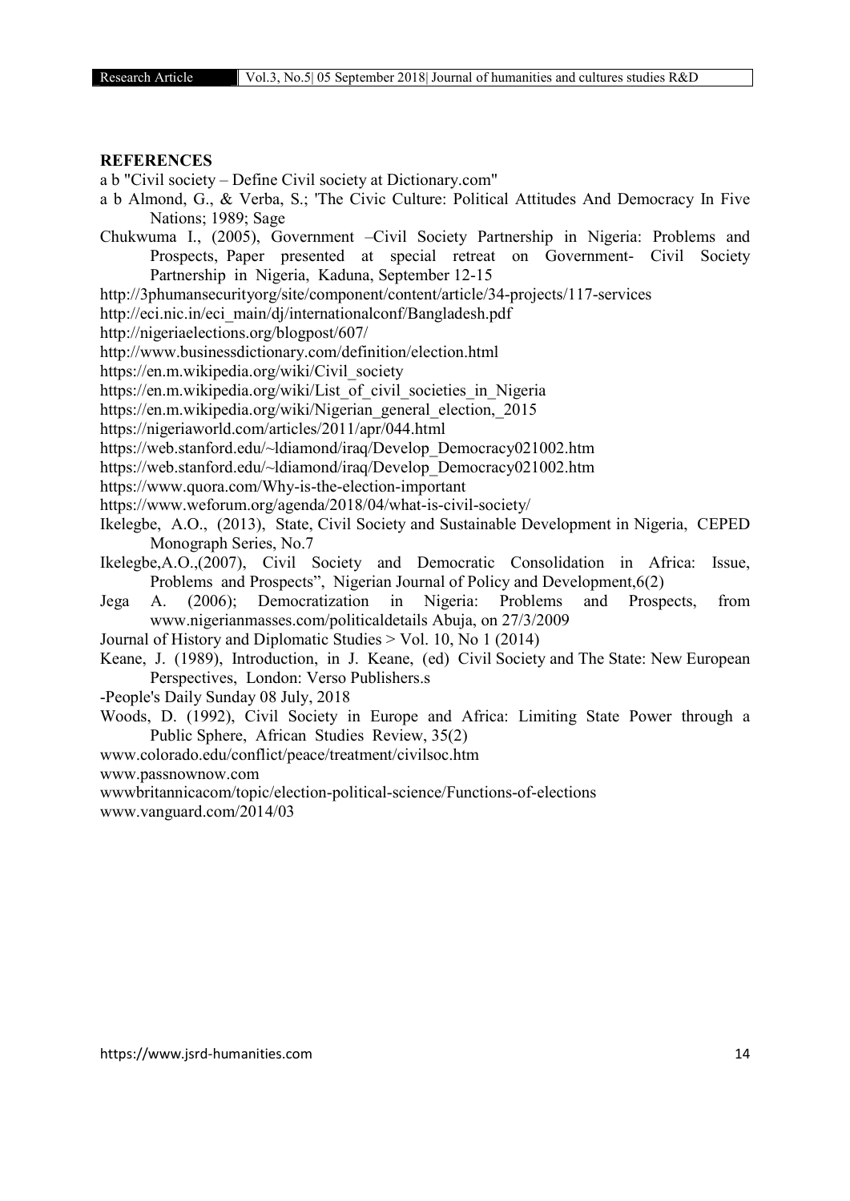## REFERENCES

a b "Civil society – Define Civil society at Dictionary.com"

a b Almond, G., & Verba, S.; 'The Civic Culture: Political Attitudes And Democracy In Five Nations; 1989; Sage

Chukwuma I., (2005), Government –Civil Society Partnership in Nigeria: Problems and Prospects, Paper presented at special retreat on Government- Civil Society Partnership in Nigeria, Kaduna, September 12-15

http://3phumansecurityorg/site/component/content/article/34-projects/117-services

http://eci.nic.in/eci_main/dj/internationalconf/Bangladesh.pdf

http://nigeriaelections.org/blogpost/607/

http://www.businessdictionary.com/definition/election.html

https://en.m.wikipedia.org/wiki/Civil_society

https://en.m.wikipedia.org/wiki/List_of_civil_societies_in_Nigeria

https://en.m.wikipedia.org/wiki/Nigerian_general_election,_2015

https://nigeriaworld.com/articles/2011/apr/044.html

https://web.stanford.edu/~ldiamond/iraq/Develop_Democracy021002.htm

https://web.stanford.edu/~ldiamond/iraq/Develop_Democracy021002.htm

https://www.quora.com/Why-is-the-election-important

https://www.weforum.org/agenda/2018/04/what-is-civil-society/

Ikelegbe, A.O., (2013), State, Civil Society and Sustainable Development in Nigeria, CEPED Monograph Series, No.7

Ikelegbe,A.O.,(2007), Civil Society and Democratic Consolidation in Africa: Issue, Problems and Prospects", Nigerian Journal of Policy and Development,6(2)

Jega A. (2006); Democratization in Nigeria: Problems and Prospects, from www.nigerianmasses.com/politicaldetails Abuja, on 27/3/2009

Journal of History and Diplomatic Studies > Vol. 10, No 1 (2014)

Keane, J. (1989), Introduction, in J. Keane, (ed) Civil Society and The State: New European Perspectives, London: Verso Publishers.s

-People's Daily Sunday 08 July, 2018

Woods, D. (1992), Civil Society in Europe and Africa: Limiting State Power through a Public Sphere, African Studies Review, 35(2)

www.colorado.edu/conflict/peace/treatment/civilsoc.htm

www.passnownow.com

wwwbritannicacom/topic/election-political-science/Functions-of-elections

www.vanguard.com/2014/03